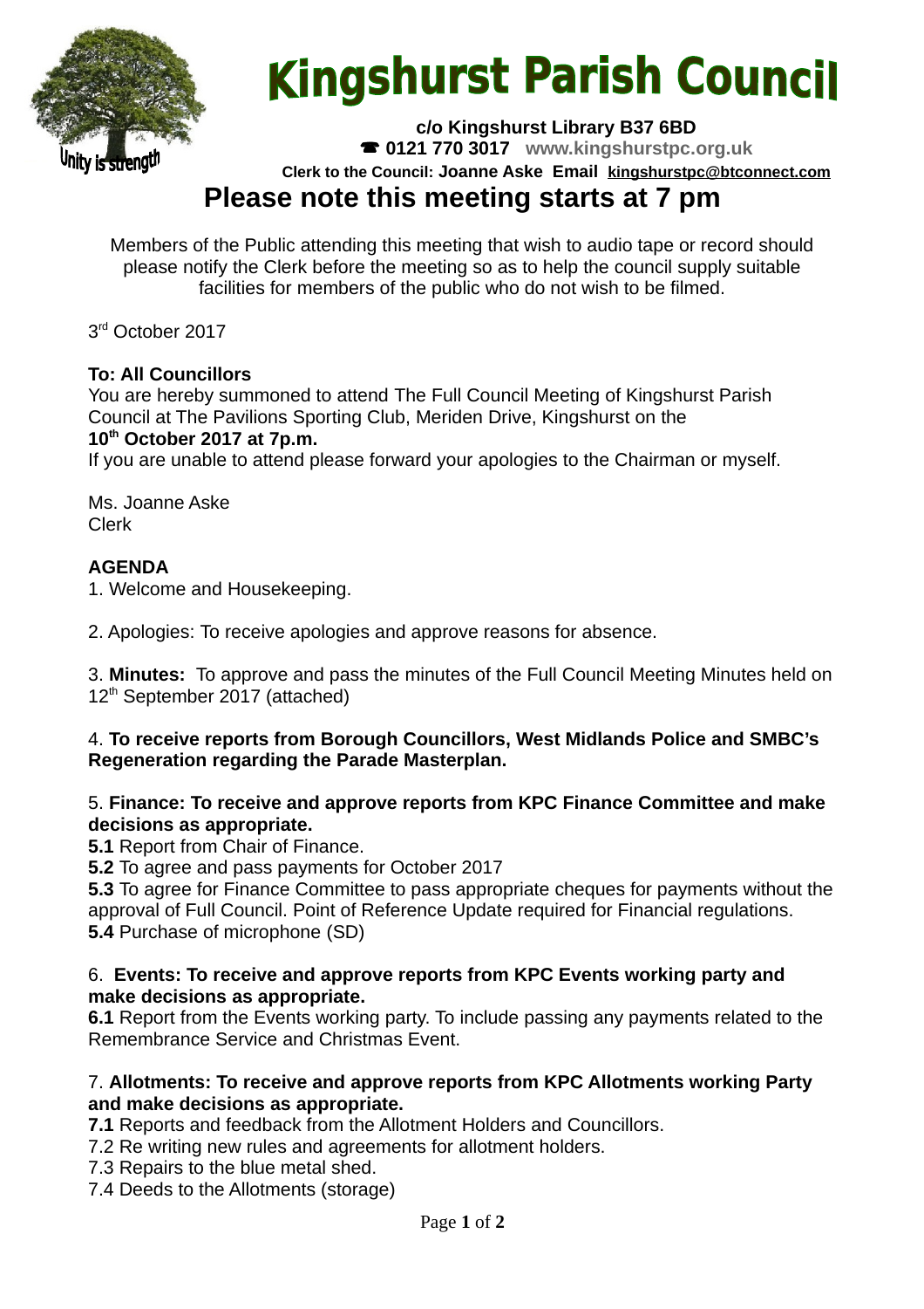# Kingshurst Parish Council

Unity is strength

**c/o Kingshurst Library B37 6BD**
**☎ 0121 770 3017** **www.kingshurstpc.org.uk**
**Clerk to the Council: Joanne Aske Email kingshurstpc@btconnect.com**

## Please note this meeting starts at 7 pm

Members of the Public attending this meeting that wish to audio tape or record should please notify the Clerk before the meeting so as to help the council supply suitable facilities for members of the public who do not wish to be filmed.

3rd October 2017

**To: All Councillors**
You are hereby summoned to attend The Full Council Meeting of Kingshurst Parish Council at The Pavilions Sporting Club, Meriden Drive, Kingshurst on the
**10th October 2017 at 7p.m.**
If you are unable to attend please forward your apologies to the Chairman or myself.

Ms. Joanne Aske
Clerk

**AGENDA**

1. Welcome and Housekeeping.

2. Apologies: To receive apologies and approve reasons for absence.

3. **Minutes:** To approve and pass the minutes of the Full Council Meeting Minutes held on 12th September 2017 (attached)

4. **To receive reports from Borough Councillors, West Midlands Police and SMBC's Regeneration regarding the Parade Masterplan.**

5. **Finance: To receive and approve reports from KPC Finance Committee and make decisions as appropriate.**
**5.1** Report from Chair of Finance.
**5.2** To agree and pass payments for October 2017
**5.3** To agree for Finance Committee to pass appropriate cheques for payments without the approval of Full Council. Point of Reference Update required for Financial regulations.
**5.4** Purchase of microphone (SD)

6. **Events: To receive and approve reports from KPC Events working party and make decisions as appropriate.**
**6.1** Report from the Events working party. To include passing any payments related to the Remembrance Service and Christmas Event.

7. **Allotments: To receive and approve reports from KPC Allotments working Party and make decisions as appropriate.**
**7.1** Reports and feedback from the Allotment Holders and Councillors.
7.2 Re writing new rules and agreements for allotment holders.
7.3 Repairs to the blue metal shed.
7.4 Deeds to the Allotments (storage)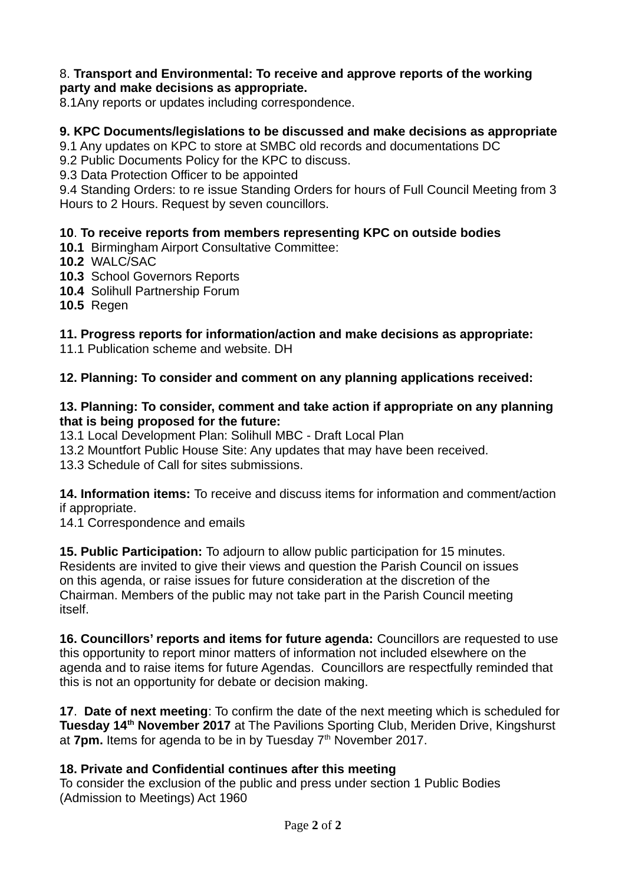8. **Transport and Environmental: To receive and approve reports of the working party and make decisions as appropriate.**

8.1Any reports or updates including correspondence.

**9. KPC Documents/legislations to be discussed and make decisions as appropriate**

9.1 Any updates on KPC to store at SMBC old records and documentations DC

9.2 Public Documents Policy for the KPC to discuss.

9.3 Data Protection Officer to be appointed

9.4 Standing Orders: to re issue Standing Orders for hours of Full Council Meeting from 3 Hours to 2 Hours. Request by seven councillors.

**10**. **To receive reports from members representing KPC on outside bodies**

**10.1** Birmingham Airport Consultative Committee:

**10.2** WALC/SAC

**10.3** School Governors Reports

**10.4** Solihull Partnership Forum

**10.5** Regen

**11. Progress reports for information/action and make decisions as appropriate:**

11.1 Publication scheme and website. DH

**12. Planning: To consider and comment on any planning applications received:**

**13. Planning: To consider, comment and take action if appropriate on any planning that is being proposed for the future:**

13.1 Local Development Plan: Solihull MBC - Draft Local Plan

13.2 Mountfort Public House Site: Any updates that may have been received.

13.3 Schedule of Call for sites submissions.

**14. Information items:** To receive and discuss items for information and comment/action if appropriate.

14.1 Correspondence and emails

**15. Public Participation:** To adjourn to allow public participation for 15 minutes. Residents are invited to give their views and question the Parish Council on issues on this agenda, or raise issues for future consideration at the discretion of the Chairman. Members of the public may not take part in the Parish Council meeting itself.

**16. Councillors' reports and items for future agenda:** Councillors are requested to use this opportunity to report minor matters of information not included elsewhere on the agenda and to raise items for future Agendas. Councillors are respectfully reminded that this is not an opportunity for debate or decision making.

**17**. **Date of next meeting**: To confirm the date of the next meeting which is scheduled for **Tuesday 14th November 2017** at The Pavilions Sporting Club, Meriden Drive, Kingshurst at **7pm.** Items for agenda to be in by Tuesday 7th November 2017.

**18. Private and Confidential continues after this meeting**

To consider the exclusion of the public and press under section 1 Public Bodies (Admission to Meetings) Act 1960